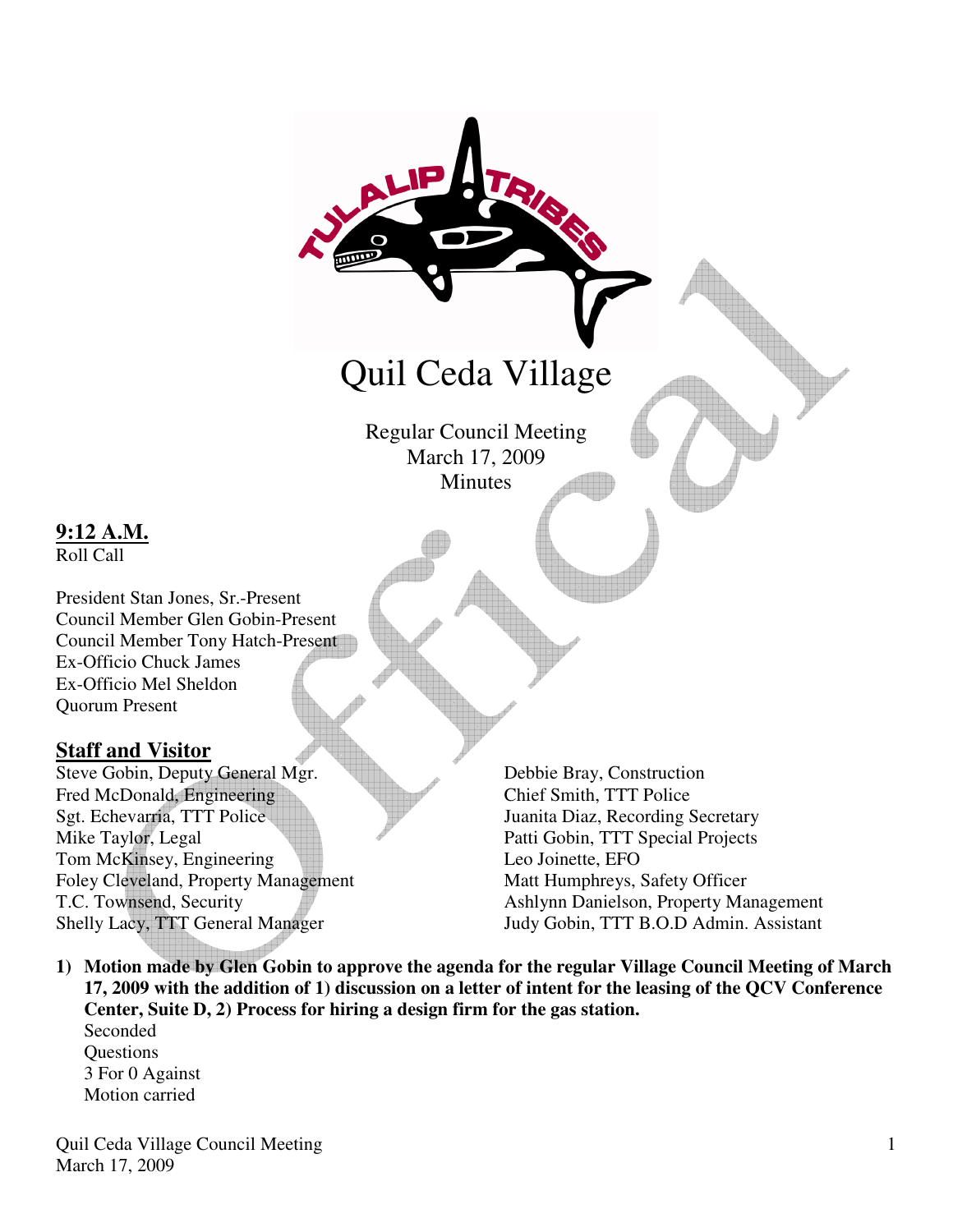# Quil Ceda Village

Regular Council Meeting
March 17, 2009
Minutes

**9:12 A.M.**
Roll Call

President Stan Jones, Sr.-Present
Council Member Glen Gobin-Present
Council Member Tony Hatch-Present
Ex-Officio Chuck James
Ex-Officio Mel Sheldon
Quorum Present

## Staff and Visitor

Steve Gobin, Deputy General Mgr.
Fred McDonald, Engineering
Sgt. Echevarria, TTT Police
Mike Taylor, Legal
Tom McKinsey, Engineering
Foley Cleveland, Property Management
T.C. Townsend, Security
Shelly Lacy, TTT General Manager
Debbie Bray, Construction
Chief Smith, TTT Police
Juanita Diaz, Recording Secretary
Patti Gobin, TTT Special Projects
Leo Joinette, EFO
Matt Humphreys, Safety Officer
Ashlynn Danielson, Property Management
Judy Gobin, TTT B.O.D Admin. Assistant

1) **Motion made by Glen Gobin to approve the agenda for the regular Village Council Meeting of March 17, 2009 with the addition of 1) discussion on a letter of intent for the leasing of the QCV Conference Center, Suite D, 2) Process for hiring a design firm for the gas station.**
   Seconded
   Questions
   3 For 0 Against
   Motion carried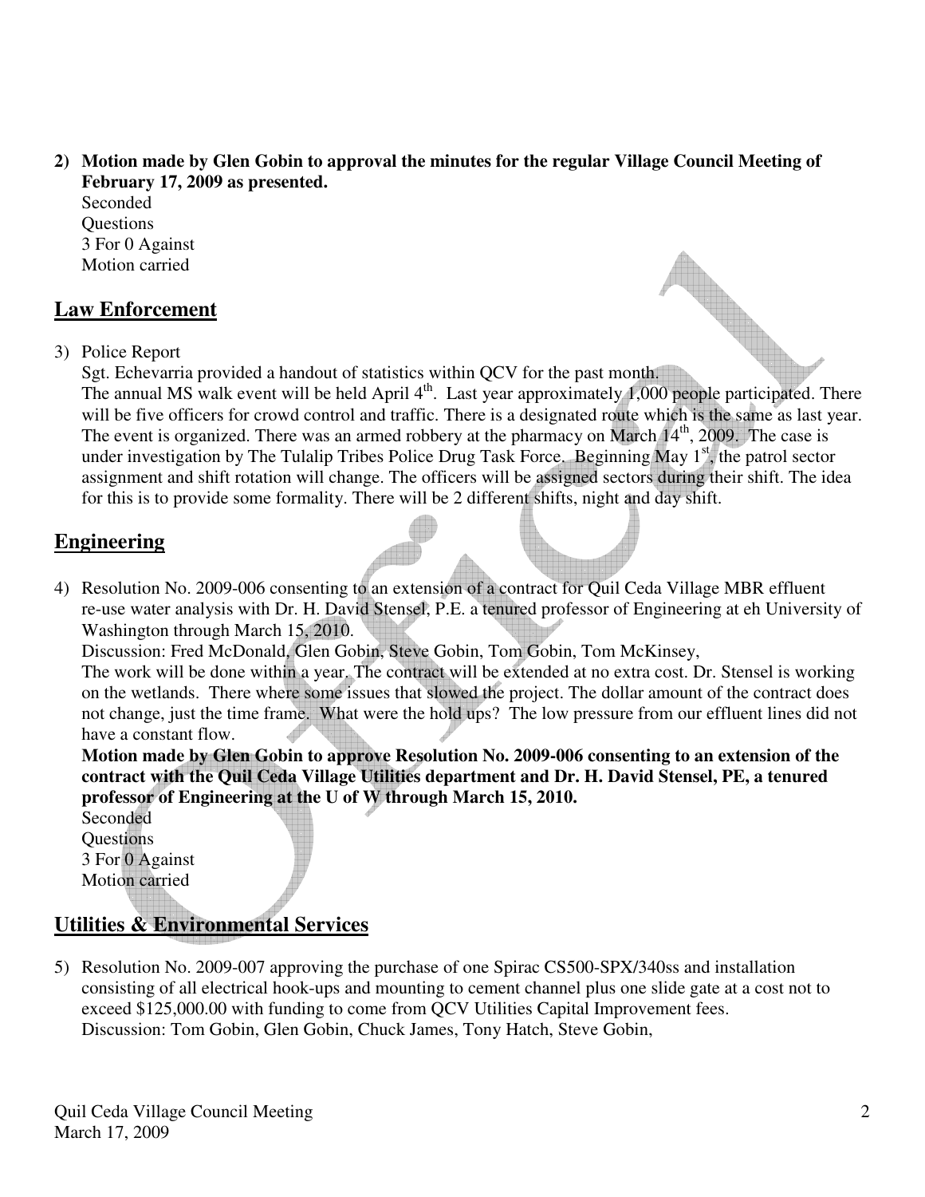2) **Motion made by Glen Gobin to approval the minutes for the regular Village Council Meeting of February 17, 2009 as presented.**
   Seconded
   Questions
   3 For 0 Against
   Motion carried

## Law Enforcement

3) Police Report
   Sgt. Echevarria provided a handout of statistics within QCV for the past month.
   The annual MS walk event will be held April 4th. Last year approximately 1,000 people participated. There will be five officers for crowd control and traffic. There is a designated route which is the same as last year. The event is organized. There was an armed robbery at the pharmacy on March 14th, 2009. The case is under investigation by The Tulalip Tribes Police Drug Task Force. Beginning May 1st, the patrol sector assignment and shift rotation will change. The officers will be assigned sectors during their shift. The idea for this is to provide some formality. There will be 2 different shifts, night and day shift.

## Engineering

4) Resolution No. 2009-006 consenting to an extension of a contract for Quil Ceda Village MBR effluent re-use water analysis with Dr. H. David Stensel, P.E. a tenured professor of Engineering at eh University of Washington through March 15, 2010.
   Discussion: Fred McDonald, Glen Gobin, Steve Gobin, Tom Gobin, Tom McKinsey,
   The work will be done within a year. The contract will be extended at no extra cost. Dr. Stensel is working on the wetlands. There where some issues that slowed the project. The dollar amount of the contract does not change, just the time frame. What were the hold ups? The low pressure from our effluent lines did not have a constant flow.
   **Motion made by Glen Gobin to approve Resolution No. 2009-006 consenting to an extension of the contract with the Quil Ceda Village Utilities department and Dr. H. David Stensel, PE, a tenured professor of Engineering at the U of W through March 15, 2010.**
   Seconded
   Questions
   3 For 0 Against
   Motion carried

## Utilities & Environmental Services

5) Resolution No. 2009-007 approving the purchase of one Spirac CS500-SPX/340ss and installation consisting of all electrical hook-ups and mounting to cement channel plus one slide gate at a cost not to exceed $125,000.00 with funding to come from QCV Utilities Capital Improvement fees.
   Discussion: Tom Gobin, Glen Gobin, Chuck James, Tony Hatch, Steve Gobin,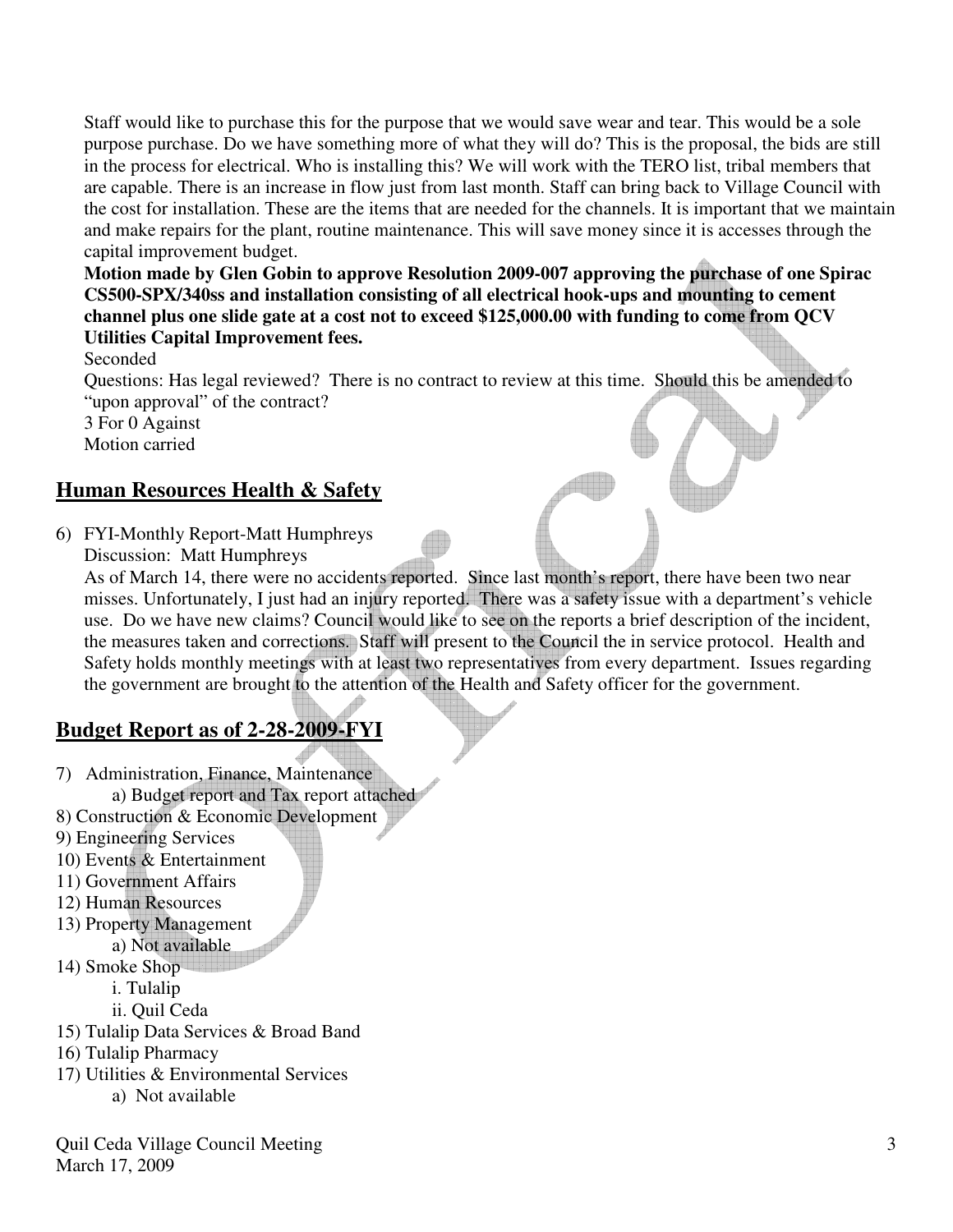Staff would like to purchase this for the purpose that we would save wear and tear. This would be a sole purpose purchase. Do we have something more of what they will do? This is the proposal, the bids are still in the process for electrical. Who is installing this? We will work with the TERO list, tribal members that are capable. There is an increase in flow just from last month. Staff can bring back to Village Council with the cost for installation. These are the items that are needed for the channels. It is important that we maintain and make repairs for the plant, routine maintenance. This will save money since it is accesses through the capital improvement budget.

**Motion made by Glen Gobin to approve Resolution 2009-007 approving the purchase of one Spirac CS500-SPX/340ss and installation consisting of all electrical hook-ups and mounting to cement channel plus one slide gate at a cost not to exceed $125,000.00 with funding to come from QCV Utilities Capital Improvement fees.**

Seconded

Questions: Has legal reviewed? There is no contract to review at this time. Should this be amended to "upon approval" of the contract?

3 For 0 Against

Motion carried

## Human Resources Health & Safety

6) FYI-Monthly Report-Matt Humphreys

Discussion: Matt Humphreys

As of March 14, there were no accidents reported. Since last month's report, there have been two near misses. Unfortunately, I just had an injury reported. There was a safety issue with a department's vehicle use. Do we have new claims? Council would like to see on the reports a brief description of the incident, the measures taken and corrections. Staff will present to the Council the in service protocol. Health and Safety holds monthly meetings with at least two representatives from every department. Issues regarding the government are brought to the attention of the Health and Safety officer for the government.

## Budget Report as of 2-28-2009-FYI

7) Administration, Finance, Maintenance
   a) Budget report and Tax report attached
8) Construction & Economic Development
9) Engineering Services
10) Events & Entertainment
11) Government Affairs
12) Human Resources
13) Property Management
    a) Not available
14) Smoke Shop
    i. Tulalip
    ii. Quil Ceda
15) Tulalip Data Services & Broad Band
16) Tulalip Pharmacy
17) Utilities & Environmental Services
    a) Not available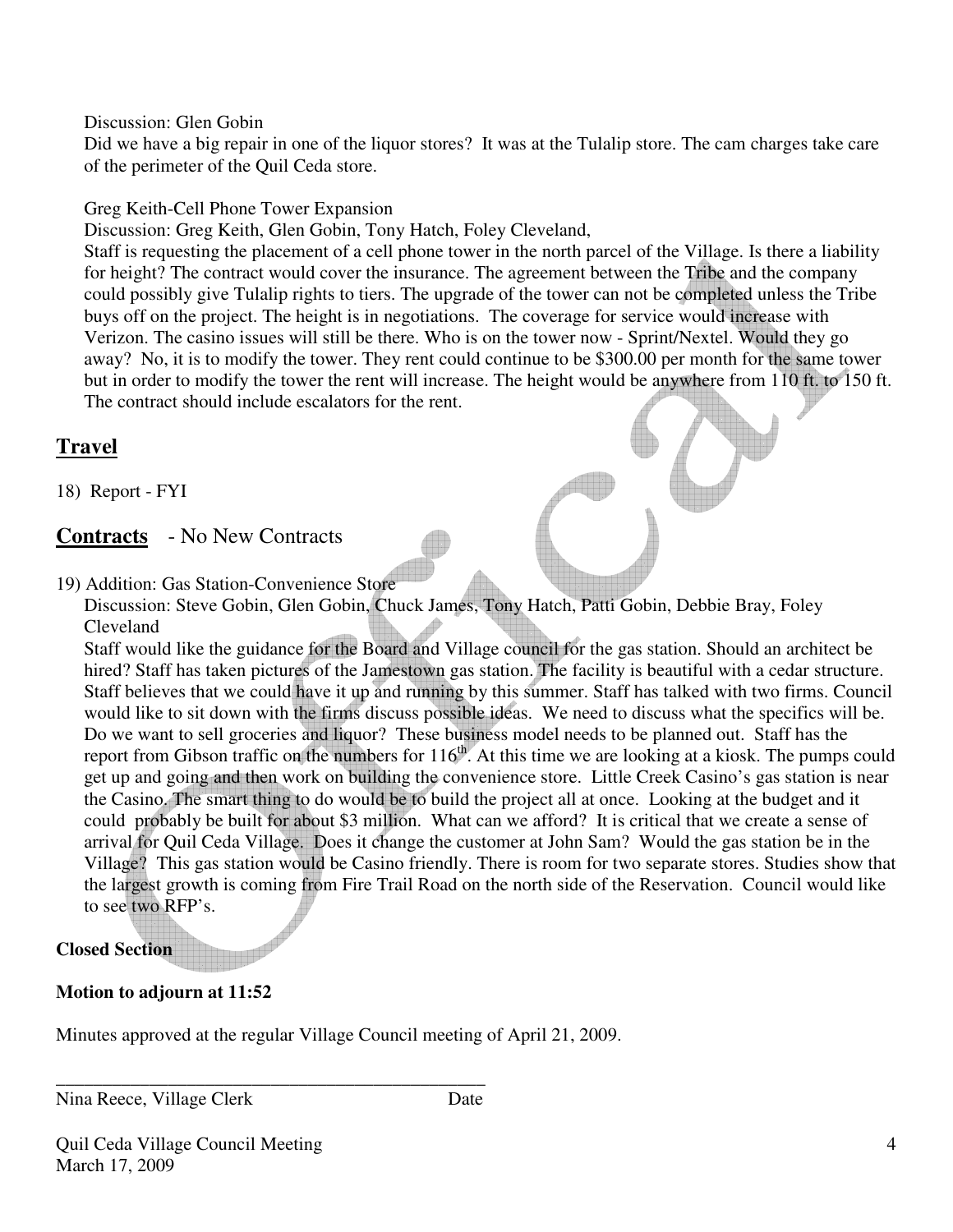Discussion: Glen Gobin

Did we have a big repair in one of the liquor stores? It was at the Tulalip store. The cam charges take care of the perimeter of the Quil Ceda store.

Greg Keith-Cell Phone Tower Expansion

Discussion: Greg Keith, Glen Gobin, Tony Hatch, Foley Cleveland,

Staff is requesting the placement of a cell phone tower in the north parcel of the Village. Is there a liability for height? The contract would cover the insurance. The agreement between the Tribe and the company could possibly give Tulalip rights to tiers. The upgrade of the tower can not be completed unless the Tribe buys off on the project. The height is in negotiations. The coverage for service would increase with Verizon. The casino issues will still be there. Who is on the tower now - Sprint/Nextel. Would they go away? No, it is to modify the tower. They rent could continue to be $300.00 per month for the same tower but in order to modify the tower the rent will increase. The height would be anywhere from 110 ft. to 150 ft. The contract should include escalators for the rent.

## Travel

18) Report - FYI

## Contracts - No New Contracts

19) Addition: Gas Station-Convenience Store

Discussion: Steve Gobin, Glen Gobin, Chuck James, Tony Hatch, Patti Gobin, Debbie Bray, Foley Cleveland

Staff would like the guidance for the Board and Village council for the gas station. Should an architect be hired? Staff has taken pictures of the Jamestown gas station. The facility is beautiful with a cedar structure. Staff believes that we could have it up and running by this summer. Staff has talked with two firms. Council would like to sit down with the firms discuss possible ideas. We need to discuss what the specifics will be. Do we want to sell groceries and liquor? These business model needs to be planned out. Staff has the report from Gibson traffic on the numbers for 116th. At this time we are looking at a kiosk. The pumps could get up and going and then work on building the convenience store. Little Creek Casino's gas station is near the Casino. The smart thing to do would be to build the project all at once. Looking at the budget and it could probably be built for about $3 million. What can we afford? It is critical that we create a sense of arrival for Quil Ceda Village. Does it change the customer at John Sam? Would the gas station be in the Village? This gas station would be Casino friendly. There is room for two separate stores. Studies show that the largest growth is coming from Fire Trail Road on the north side of the Reservation. Council would like to see two RFP's.

**Closed Section**

**Motion to adjourn at 11:52**

Minutes approved at the regular Village Council meeting of April 21, 2009.

\_\_\_\_\_\_\_\_\_\_\_\_\_\_\_\_\_\_\_\_\_\_\_\_\_\_\_\_\_\_\_\_\_\_\_\_\_\_\_\_\_\_\_\_\_\_\_\_

Nina Reece, Village Clerk Date